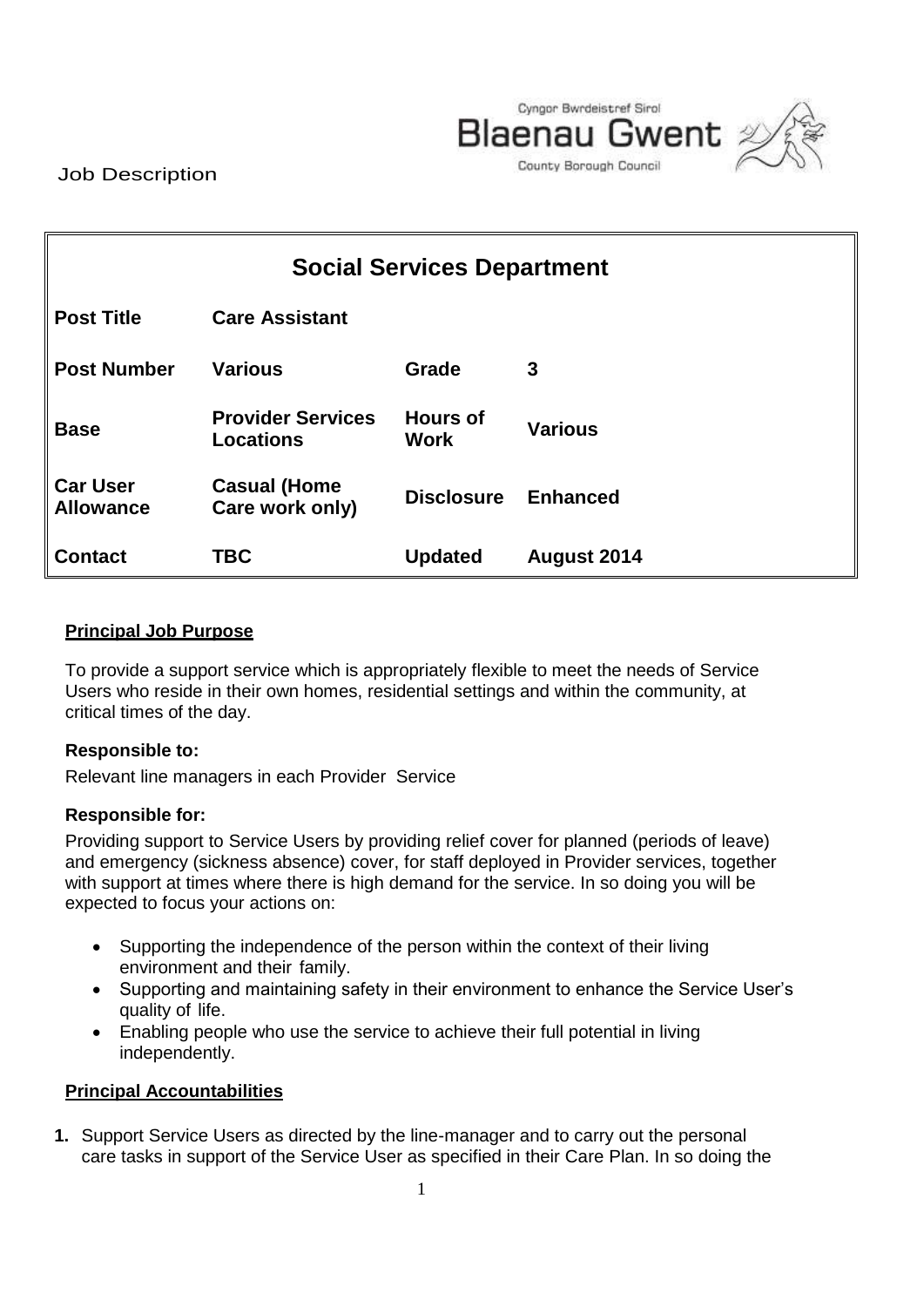Job Description

Cyngor Bwrdeistref Sirol
Blaenau Gwent
County Borough Council

| Social Services Department | | | |
|---|---|---|---|
| **Post Title** | **Care Assistant** | | |
| **Post Number** | **Various** | **Grade** | **3** |
| **Base** | **Provider Services Locations** | **Hours of Work** | **Various** |
| **Car User Allowance** | **Casual (Home Care work only)** | **Disclosure** | **Enhanced** |
| **Contact** | **TBC** | **Updated** | **August 2014** |

## Principal Job Purpose

To provide a support service which is appropriately flexible to meet the needs of Service Users who reside in their own homes, residential settings and within the community, at critical times of the day.

### Responsible to:

Relevant line managers in each Provider Service

### Responsible for:

Providing support to Service Users by providing relief cover for planned (periods of leave) and emergency (sickness absence) cover, for staff deployed in Provider services, together with support at times where there is high demand for the service. In so doing you will be expected to focus your actions on:

- Supporting the independence of the person within the context of their living environment and their family.
- Supporting and maintaining safety in their environment to enhance the Service User's quality of life.
- Enabling people who use the service to achieve their full potential in living independently.

## Principal Accountabilities

1. Support Service Users as directed by the line-manager and to carry out the personal care tasks in support of the Service User as specified in their Care Plan. In so doing the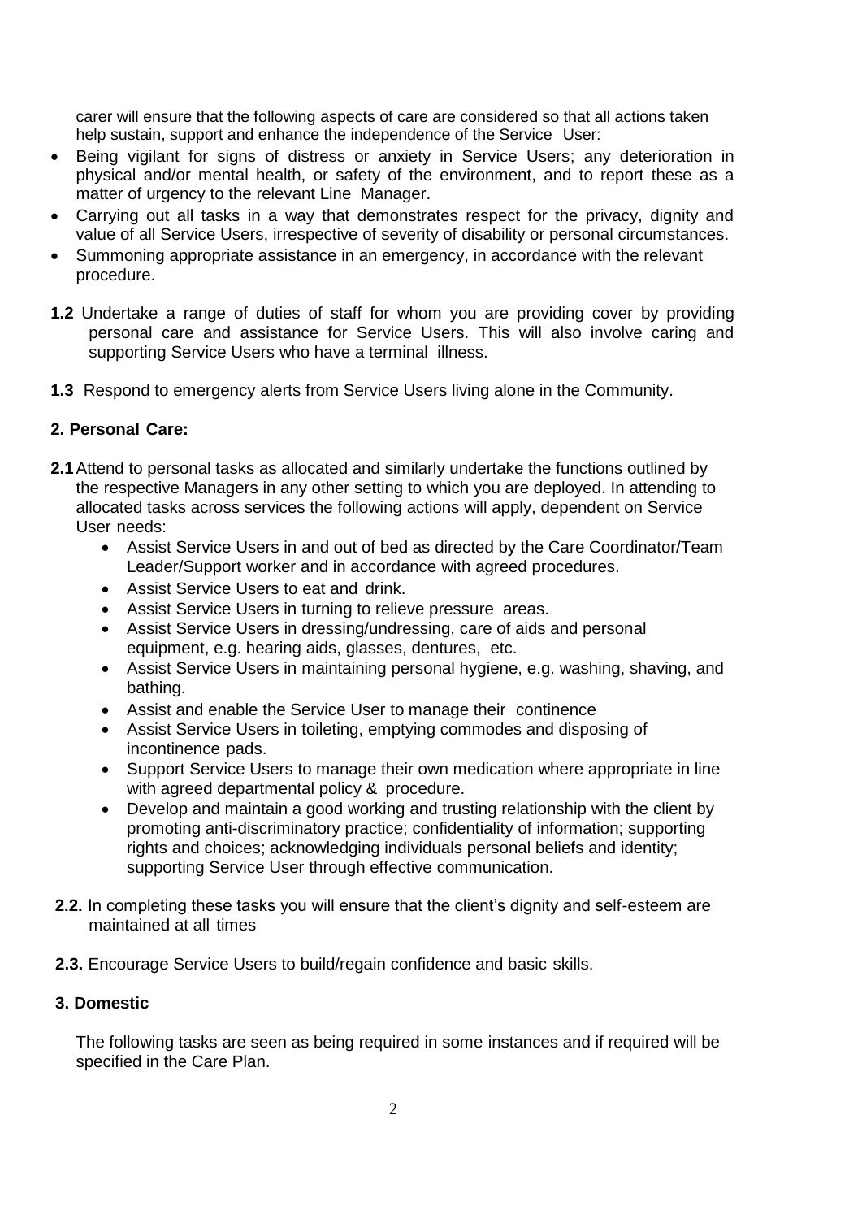carer will ensure that the following aspects of care are considered so that all actions taken help sustain, support and enhance the independence of the Service User:

- Being vigilant for signs of distress or anxiety in Service Users; any deterioration in physical and/or mental health, or safety of the environment, and to report these as a matter of urgency to the relevant Line Manager.
- Carrying out all tasks in a way that demonstrates respect for the privacy, dignity and value of all Service Users, irrespective of severity of disability or personal circumstances.
- Summoning appropriate assistance in an emergency, in accordance with the relevant procedure.

**1.2** Undertake a range of duties of staff for whom you are providing cover by providing personal care and assistance for Service Users. This will also involve caring and supporting Service Users who have a terminal illness.

**1.3** Respond to emergency alerts from Service Users living alone in the Community.

**2. Personal Care:**

**2.1** Attend to personal tasks as allocated and similarly undertake the functions outlined by the respective Managers in any other setting to which you are deployed. In attending to allocated tasks across services the following actions will apply, dependent on Service User needs:

- Assist Service Users in and out of bed as directed by the Care Coordinator/Team Leader/Support worker and in accordance with agreed procedures.
- Assist Service Users to eat and drink.
- Assist Service Users in turning to relieve pressure areas.
- Assist Service Users in dressing/undressing, care of aids and personal equipment, e.g. hearing aids, glasses, dentures, etc.
- Assist Service Users in maintaining personal hygiene, e.g. washing, shaving, and bathing.
- Assist and enable the Service User to manage their continence
- Assist Service Users in toileting, emptying commodes and disposing of incontinence pads.
- Support Service Users to manage their own medication where appropriate in line with agreed departmental policy & procedure.
- Develop and maintain a good working and trusting relationship with the client by promoting anti-discriminatory practice; confidentiality of information; supporting rights and choices; acknowledging individuals personal beliefs and identity; supporting Service User through effective communication.

**2.2.** In completing these tasks you will ensure that the client's dignity and self-esteem are maintained at all times

**2.3.** Encourage Service Users to build/regain confidence and basic skills.

**3. Domestic**

The following tasks are seen as being required in some instances and if required will be specified in the Care Plan.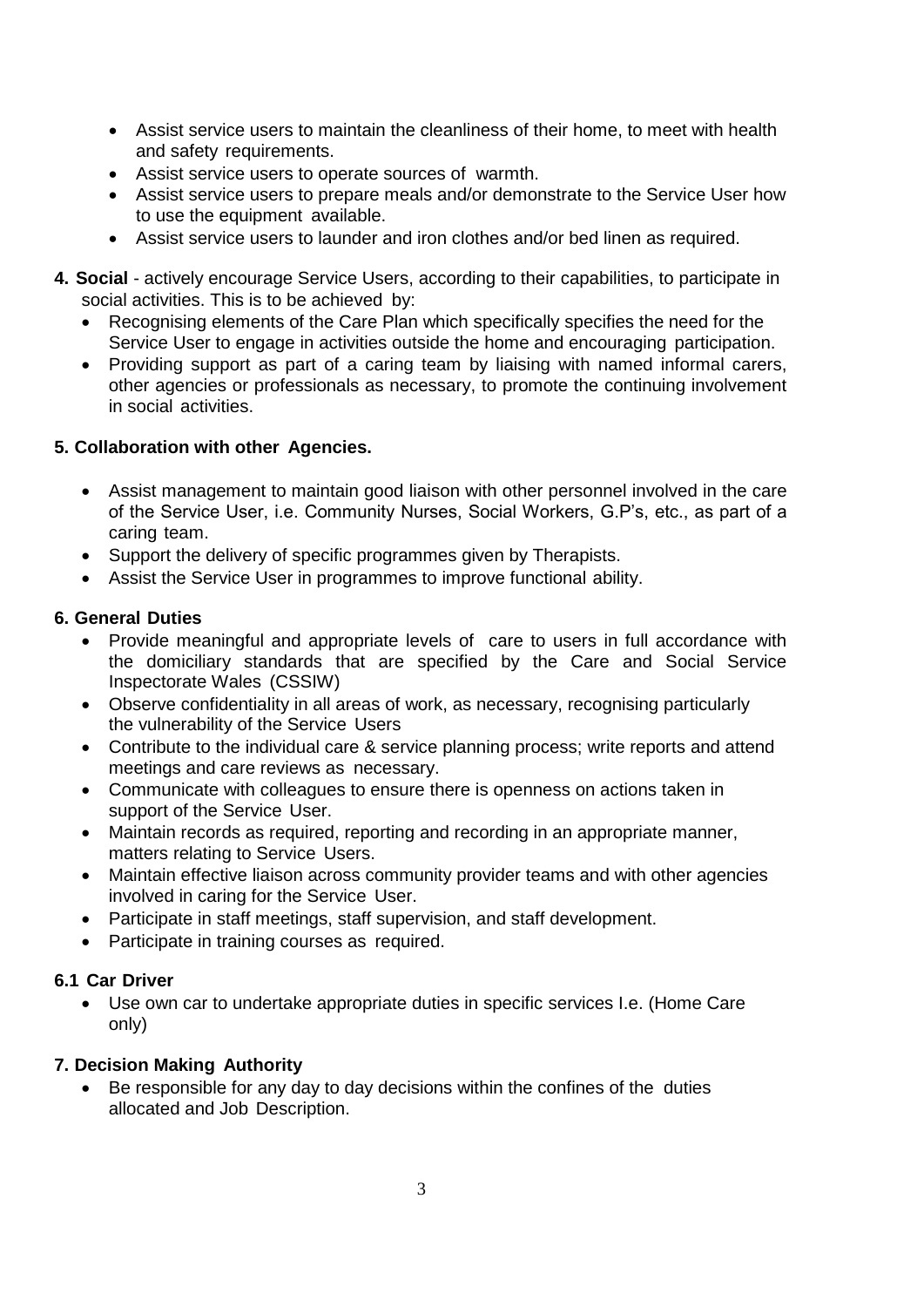- Assist service users to maintain the cleanliness of their home, to meet with health and safety requirements.
- Assist service users to operate sources of warmth.
- Assist service users to prepare meals and/or demonstrate to the Service User how to use the equipment available.
- Assist service users to launder and iron clothes and/or bed linen as required.

**4. Social** - actively encourage Service Users, according to their capabilities, to participate in social activities. This is to be achieved by:

- Recognising elements of the Care Plan which specifically specifies the need for the Service User to engage in activities outside the home and encouraging participation.
- Providing support as part of a caring team by liaising with named informal carers, other agencies or professionals as necessary, to promote the continuing involvement in social activities.

**5. Collaboration with other Agencies.**

- Assist management to maintain good liaison with other personnel involved in the care of the Service User, i.e. Community Nurses, Social Workers, G.P's, etc., as part of a caring team.
- Support the delivery of specific programmes given by Therapists.
- Assist the Service User in programmes to improve functional ability.

**6. General Duties**

- Provide meaningful and appropriate levels of care to users in full accordance with the domiciliary standards that are specified by the Care and Social Service Inspectorate Wales (CSSIW)
- Observe confidentiality in all areas of work, as necessary, recognising particularly the vulnerability of the Service Users
- Contribute to the individual care & service planning process; write reports and attend meetings and care reviews as necessary.
- Communicate with colleagues to ensure there is openness on actions taken in support of the Service User.
- Maintain records as required, reporting and recording in an appropriate manner, matters relating to Service Users.
- Maintain effective liaison across community provider teams and with other agencies involved in caring for the Service User.
- Participate in staff meetings, staff supervision, and staff development.
- Participate in training courses as required.

**6.1 Car Driver**

- Use own car to undertake appropriate duties in specific services I.e. (Home Care only)

**7. Decision Making Authority**

- Be responsible for any day to day decisions within the confines of the duties allocated and Job Description.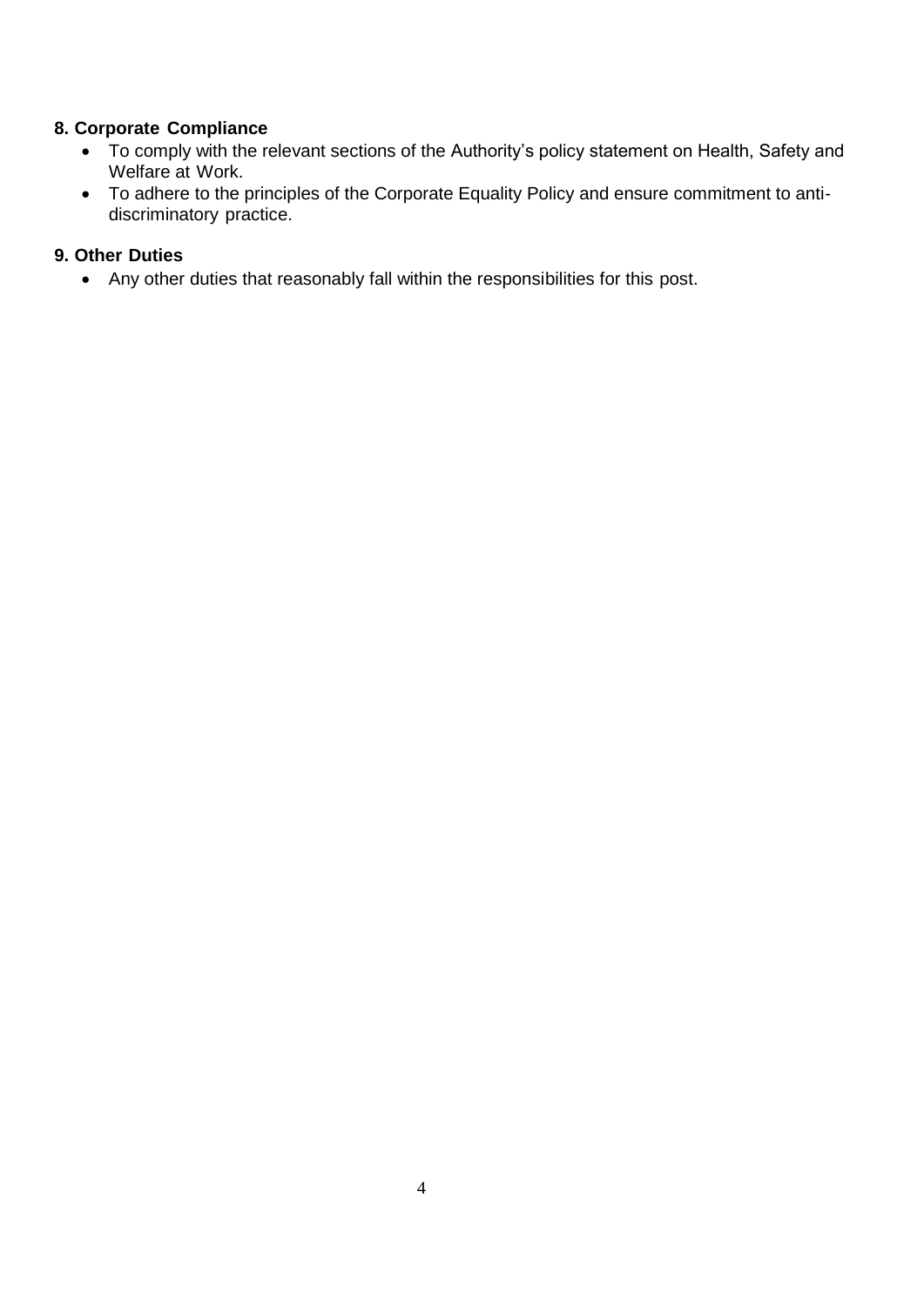**8. Corporate Compliance**

- To comply with the relevant sections of the Authority's policy statement on Health, Safety and Welfare at Work.
- To adhere to the principles of the Corporate Equality Policy and ensure commitment to anti-discriminatory practice.

**9. Other Duties**

- Any other duties that reasonably fall within the responsibilities for this post.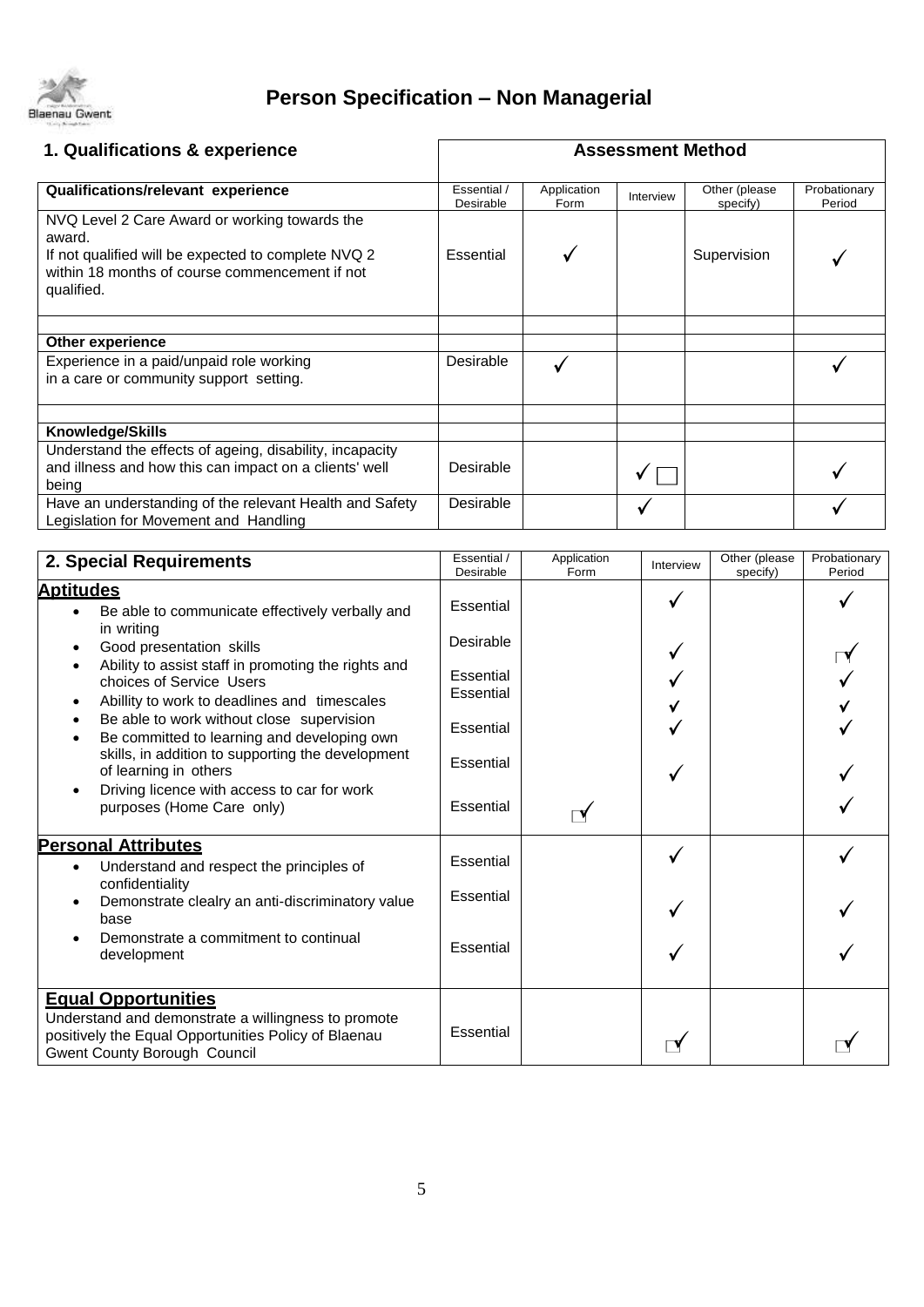# Person Specification – Non Managerial

| 1. Qualifications & experience | Assessment Method | | | | |
|---|---|---|---|---|---|
| **Qualifications/relevant experience** | Essential / Desirable | Application Form | Interview | Other (please specify) | Probationary Period |
| NVQ Level 2 Care Award or working towards the award. If not qualified will be expected to complete NVQ 2 within 18 months of course commencement if not qualified. | Essential | ✓ | | Supervision | ✓ |
| | | | | | |
| **Other experience** | | | | | |
| Experience in a paid/unpaid role working in a care or community support setting. | Desirable | ✓ | | | ✓ |
| | | | | | |
| **Knowledge/Skills** | | | | | |
| Understand the effects of ageing, disability, incapacity and illness and how this can impact on a clients' well being | Desirable | | ✓ | | ✓ |
| Have an understanding of the relevant Health and Safety Legislation for Movement and Handling | Desirable | | ✓ | | ✓ |

| 2. Special Requirements | Essential / Desirable | Application Form | Interview | Other (please specify) | Probationary Period |
|---|---|---|---|---|---|
| **Aptitudes** | | | | | |
| • Be able to communicate effectively verbally and in writing | Essential | | ✓ | | ✓ |
| • Good presentation skills | Desirable | | ✓ | | ✓ |
| • Ability to assist staff in promoting the rights and choices of Service Users | Essential | | ✓ | | ✓ |
| • Abillity to work to deadlines and timescales | Essential | | ✓ | | ✓ |
| • Be able to work without close supervision | Essential | | ✓ | | ✓ |
| • Be committed to learning and developing own skills, in addition to supporting the development of learning in others | Essential | | ✓ | | ✓ |
| • Driving licence with access to car for work purposes (Home Care only) | Essential | ✓ | | | ✓ |
| **Personal Attributes** | | | | | |
| • Understand and respect the principles of confidentiality | Essential | | ✓ | | ✓ |
| • Demonstrate clealry an anti-discriminatory value base | Essential | | ✓ | | ✓ |
| • Demonstrate a commitment to continual development | Essential | | ✓ | | ✓ |
| **Equal Opportunities** Understand and demonstrate a willingness to promote positively the Equal Opportunities Policy of Blaenau Gwent County Borough Council | Essential | | ✓ | | ✓ |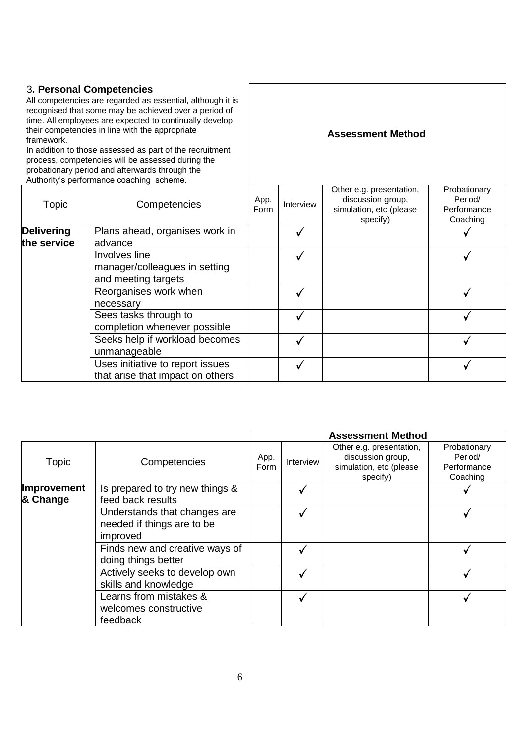### 3. Personal Competencies

All competencies are regarded as essential, although it is recognised that some may be achieved over a period of time. All employees are expected to continually develop their competencies in line with the appropriate framework.

In addition to those assessed as part of the recruitment process, competencies will be assessed during the probationary period and afterwards through the Authority's performance coaching scheme.

| | | Assessment Method | | | |
|---|---|---|---|---|---|
| Topic | Competencies | App. Form | Interview | Other e.g. presentation, discussion group, simulation, etc (please specify) | Probationary Period/ Performance Coaching |
| **Delivering the service** | Plans ahead, organises work in advance | | ✓ | | ✓ |
| | Involves line manager/colleagues in setting and meeting targets | | ✓ | | ✓ |
| | Reorganises work when necessary | | ✓ | | ✓ |
| | Sees tasks through to completion whenever possible | | ✓ | | ✓ |
| | Seeks help if workload becomes unmanageable | | ✓ | | ✓ |
| | Uses initiative to report issues that arise that impact on others | | ✓ | | ✓ |

| | | Assessment Method | | | |
|---|---|---|---|---|---|
| Topic | Competencies | App. Form | Interview | Other e.g. presentation, discussion group, simulation, etc (please specify) | Probationary Period/ Performance Coaching |
| **Improvement & Change** | Is prepared to try new things & feed back results | | ✓ | | ✓ |
| | Understands that changes are needed if things are to be improved | | ✓ | | ✓ |
| | Finds new and creative ways of doing things better | | ✓ | | ✓ |
| | Actively seeks to develop own skills and knowledge | | ✓ | | ✓ |
| | Learns from mistakes & welcomes constructive feedback | | ✓ | | ✓ |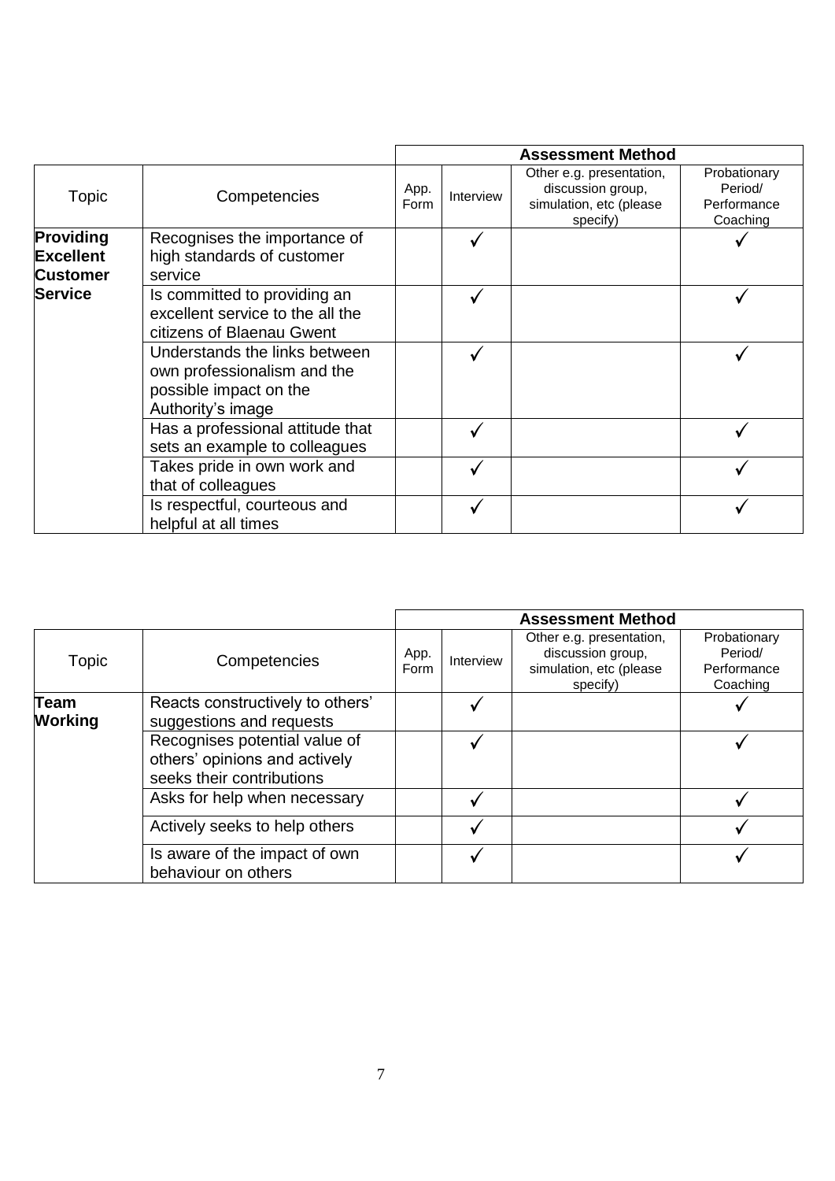| | | Assessment Method | | | |
|---|---|---|---|---|---|
| Topic | Competencies | App. Form | Interview | Other e.g. presentation, discussion group, simulation, etc (please specify) | Probationary Period/ Performance Coaching |
| **Providing Excellent Customer Service** | Recognises the importance of high standards of customer service | | ✓ | | ✓ |
| | Is committed to providing an excellent service to the all the citizens of Blaenau Gwent | | ✓ | | ✓ |
| | Understands the links between own professionalism and the possible impact on the Authority's image | | ✓ | | ✓ |
| | Has a professional attitude that sets an example to colleagues | | ✓ | | ✓ |
| | Takes pride in own work and that of colleagues | | ✓ | | ✓ |
| | Is respectful, courteous and helpful at all times | | ✓ | | ✓ |

| | | Assessment Method | | | |
|---|---|---|---|---|---|
| Topic | Competencies | App. Form | Interview | Other e.g. presentation, discussion group, simulation, etc (please specify) | Probationary Period/ Performance Coaching |
| **Team Working** | Reacts constructively to others' suggestions and requests | | ✓ | | ✓ |
| | Recognises potential value of others' opinions and actively seeks their contributions | | ✓ | | ✓ |
| | Asks for help when necessary | | ✓ | | ✓ |
| | Actively seeks to help others | | ✓ | | ✓ |
| | Is aware of the impact of own behaviour on others | | ✓ | | ✓ |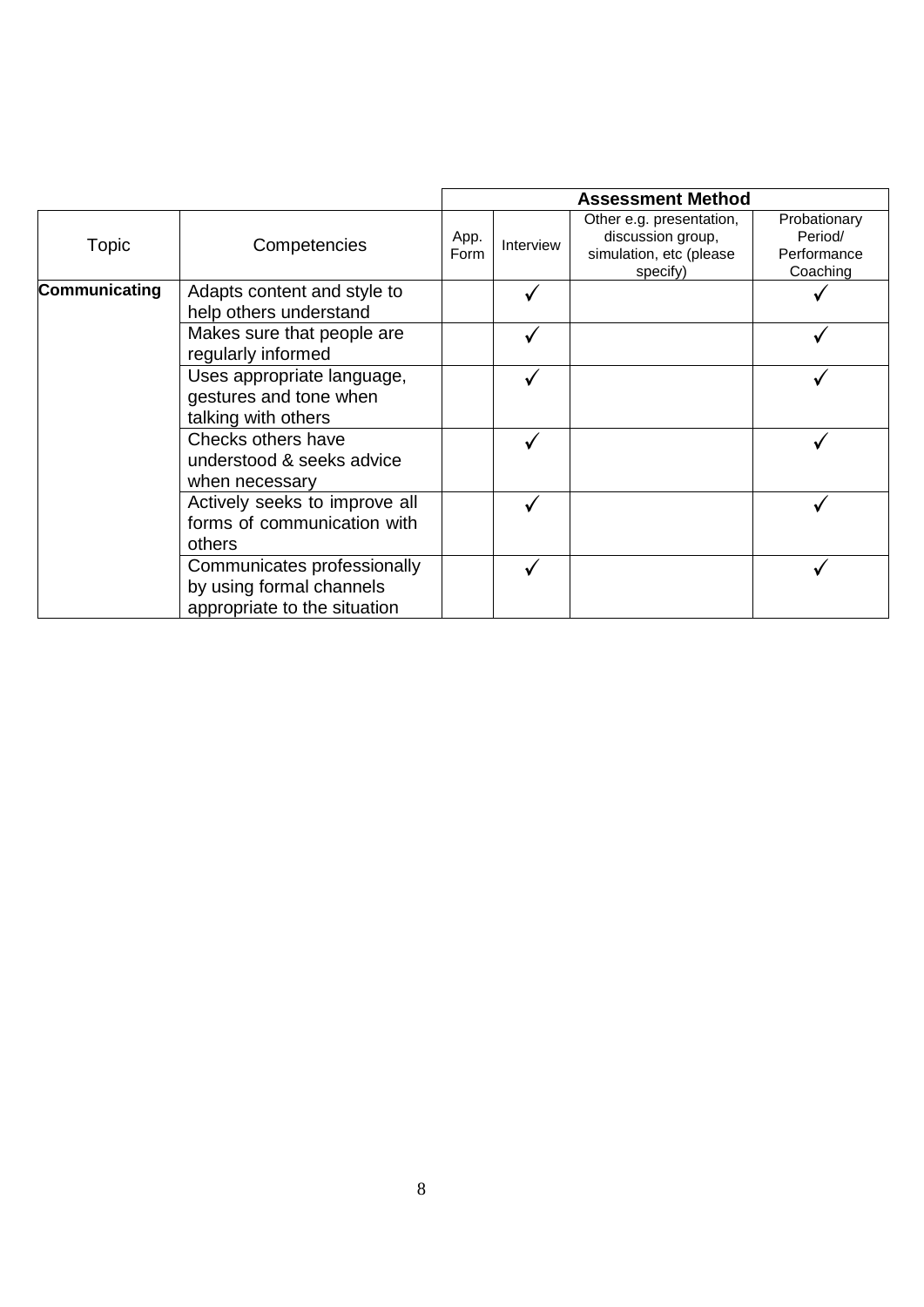| | | Assessment Method | | | |
|---|---|---|---|---|---|
| Topic | Competencies | App. Form | Interview | Other e.g. presentation, discussion group, simulation, etc (please specify) | Probationary Period/ Performance Coaching |
| **Communicating** | Adapts content and style to help others understand | | ✓ | | ✓ |
| | Makes sure that people are regularly informed | | ✓ | | ✓ |
| | Uses appropriate language, gestures and tone when talking with others | | ✓ | | ✓ |
| | Checks others have understood & seeks advice when necessary | | ✓ | | ✓ |
| | Actively seeks to improve all forms of communication with others | | ✓ | | ✓ |
| | Communicates professionally by using formal channels appropriate to the situation | | ✓ | | ✓ |